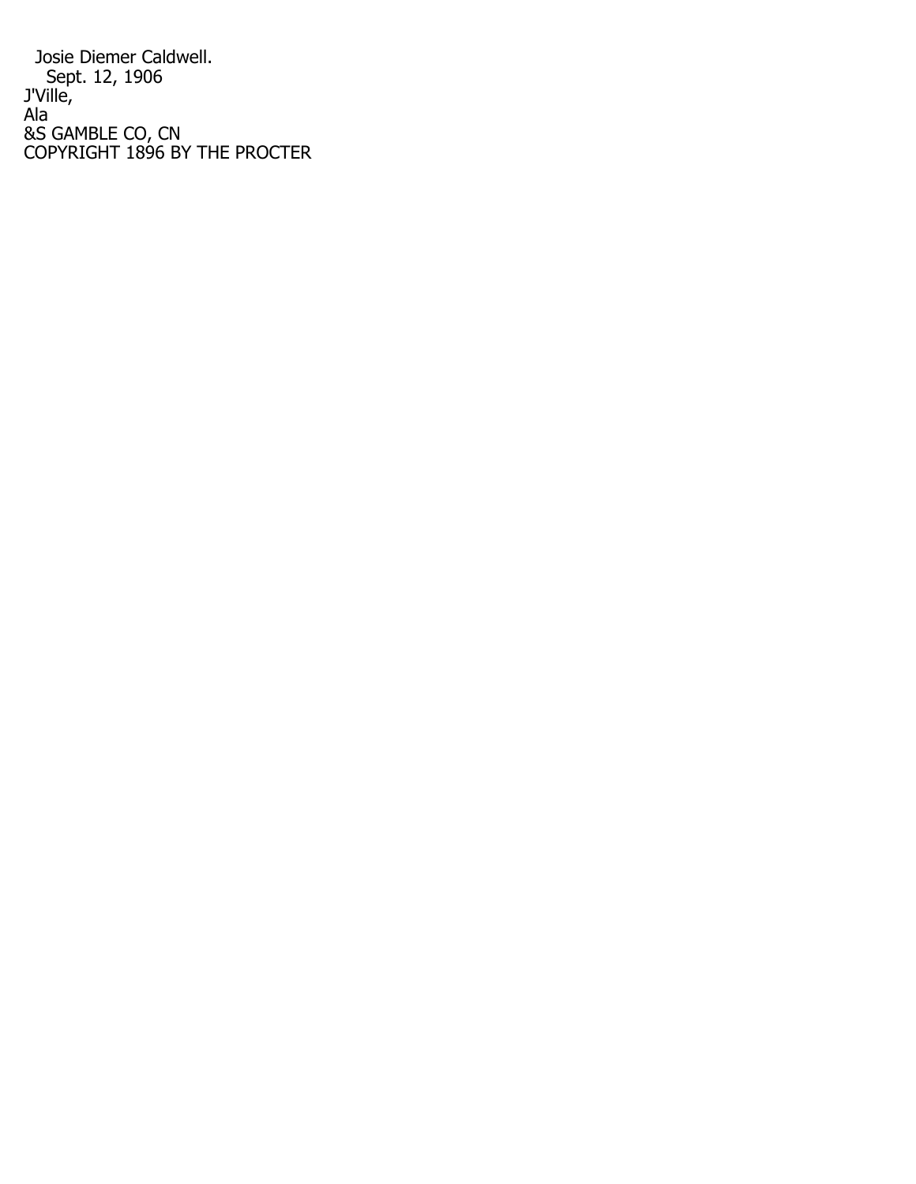Josie Diemer Caldwell.

Sept. 12, 1906

J'Ville,

Ala

&S GAMBLE CO, CN

COPYRIGHT 1896 BY THE PROCTER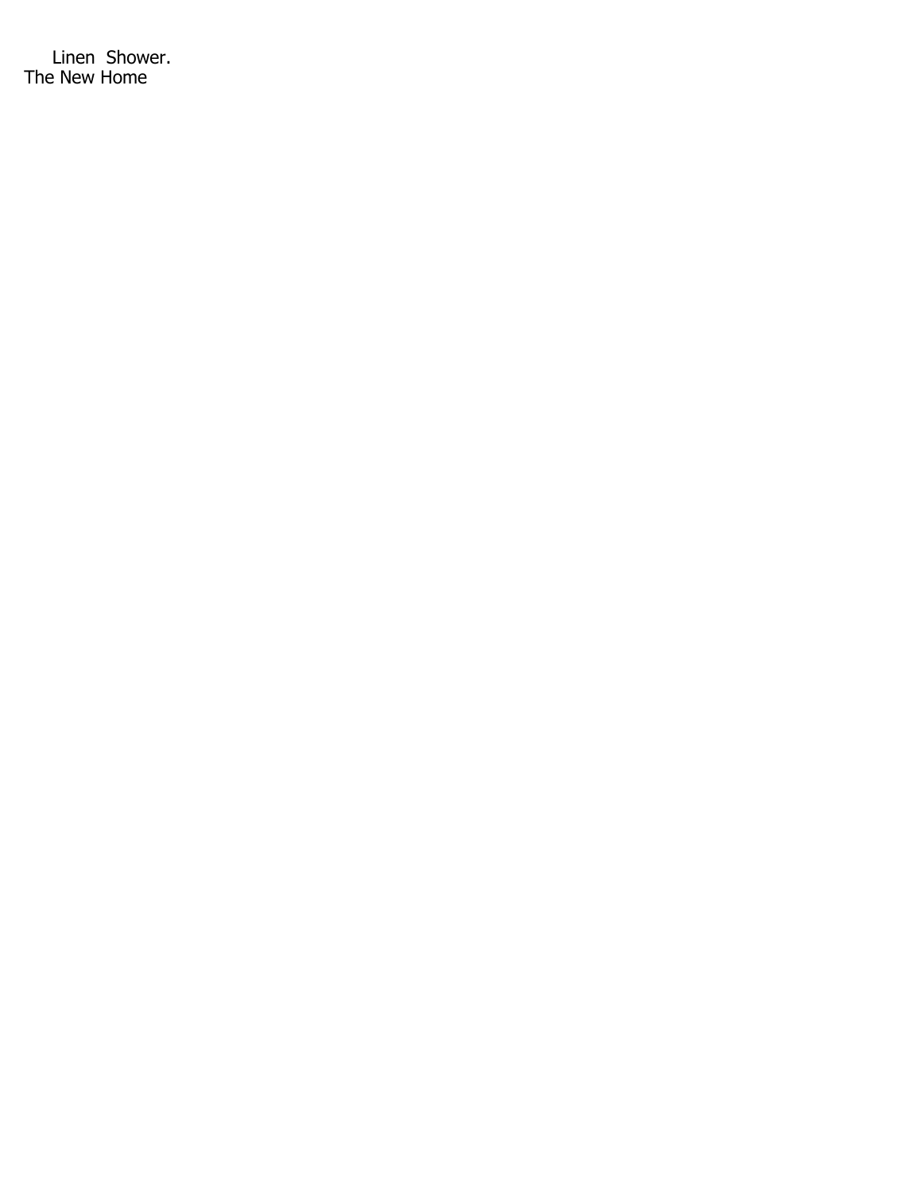Linen Shower.
The New Home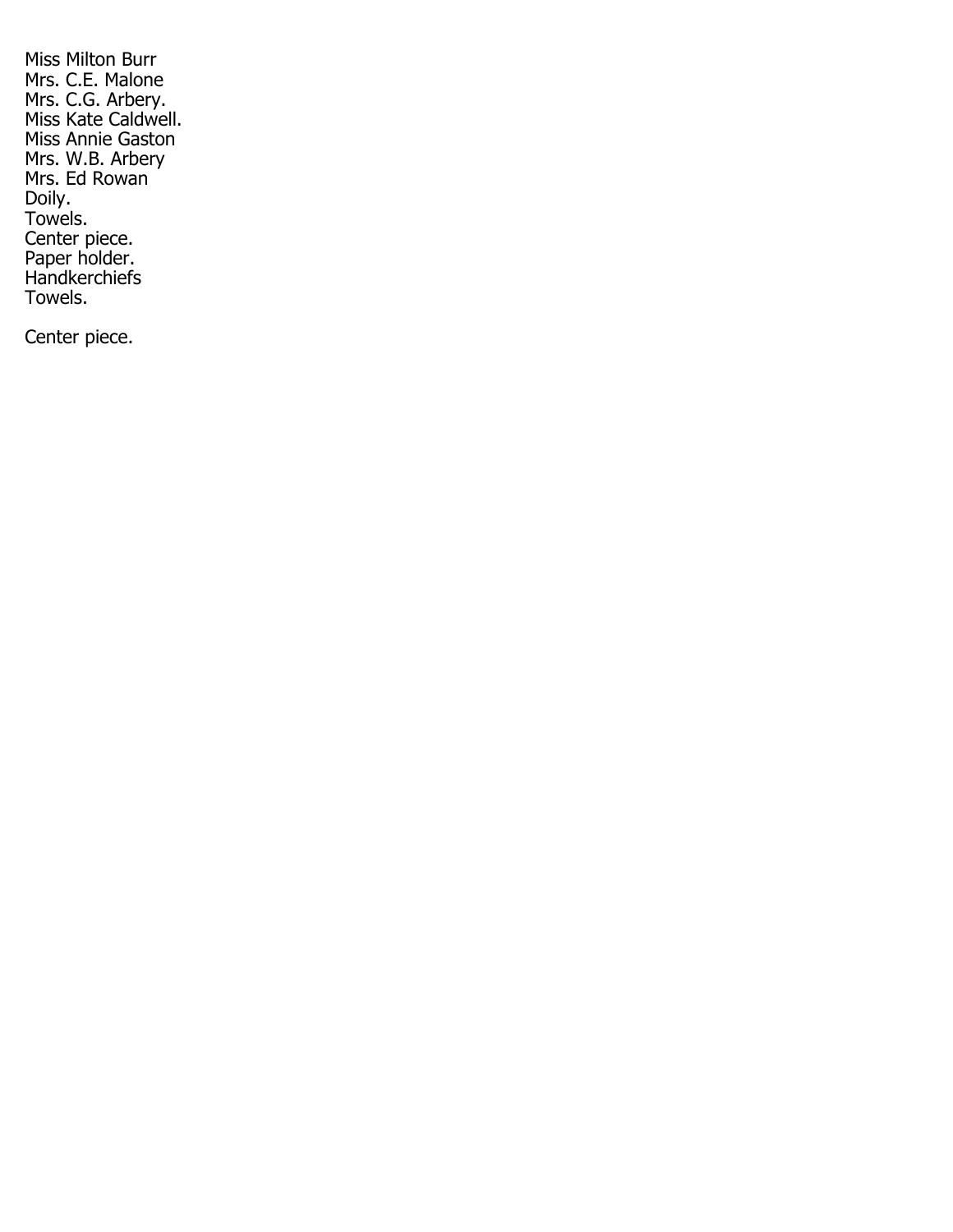Miss Milton Burr  
Mrs. C.E. Malone  
Mrs. C.G. Arbery.  
Miss Kate Caldwell.  
Miss Annie Gaston  
Mrs. W.B. Arbery  
Mrs. Ed Rowan  
Doily.  
Towels.  
Center piece.  
Paper holder.  
Handkerchiefs  
Towels.

Center piece.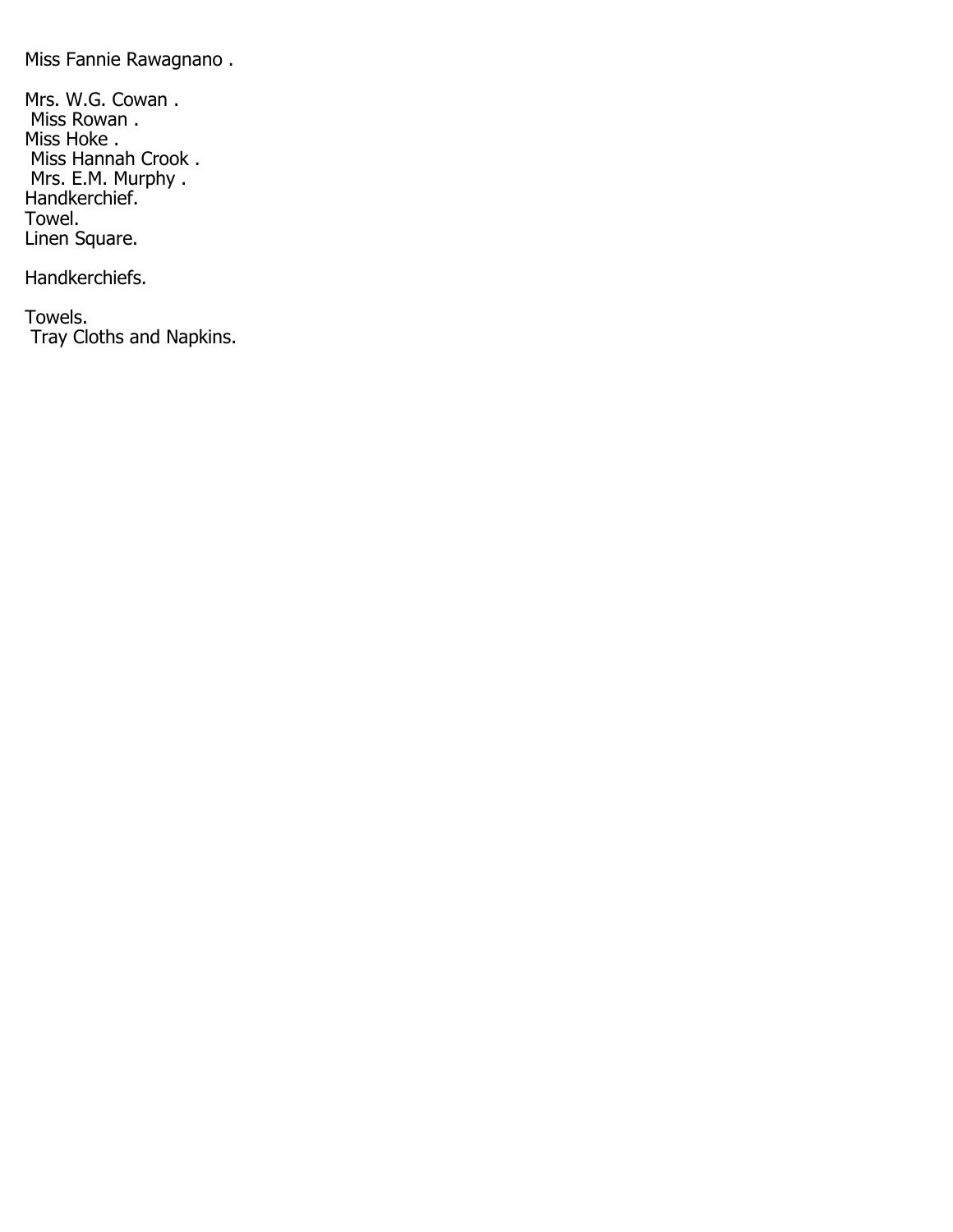Miss Fannie Rawagnano .

Mrs. W.G. Cowan .
Miss Rowan .
Miss Hoke .
Miss Hannah Crook .
Mrs. E.M. Murphy .
Handkerchief.
Towel.
Linen Square.

Handkerchiefs.

Towels.
Tray Cloths and Napkins.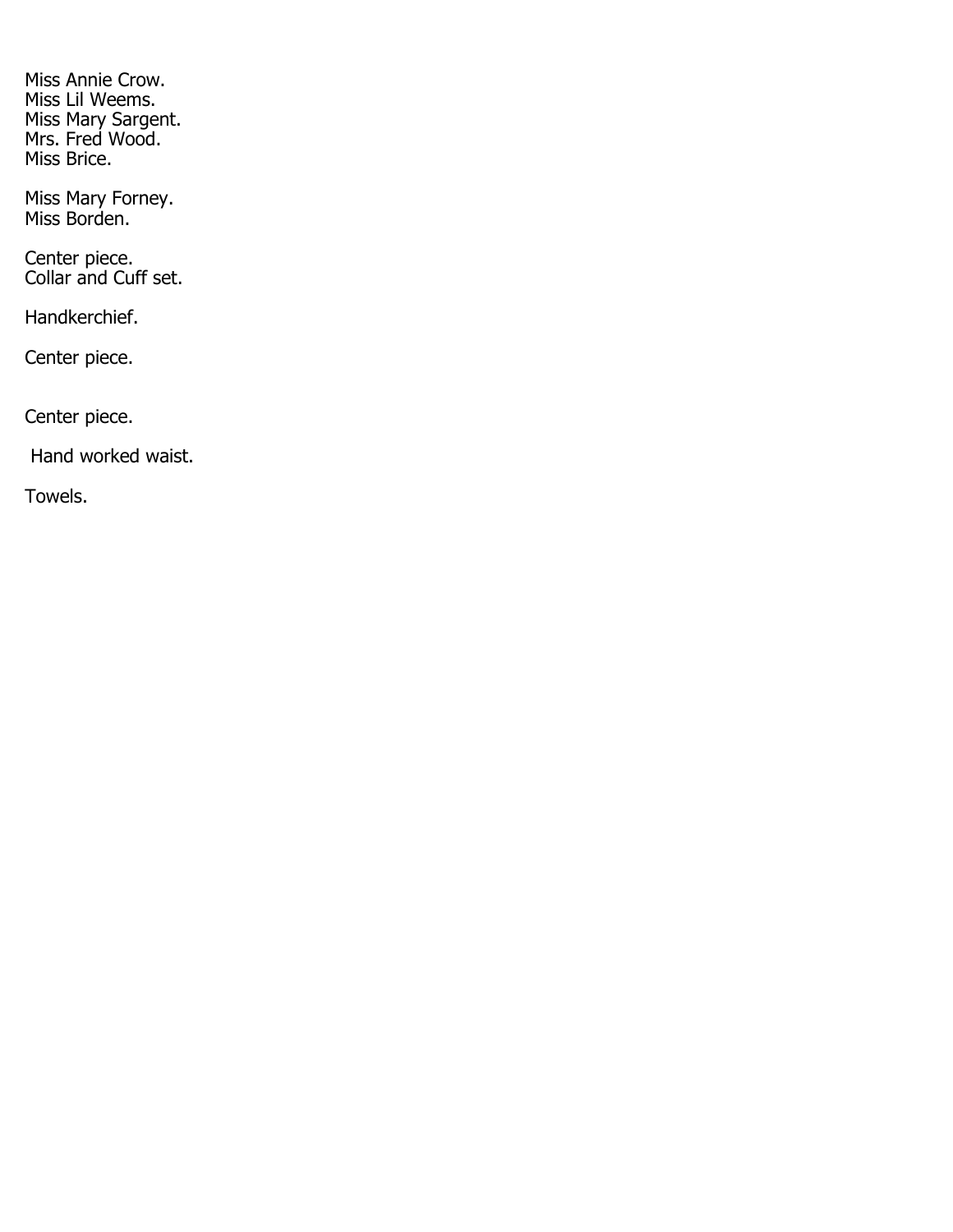Miss Annie Crow.
Miss Lil Weems.
Miss Mary Sargent.
Mrs. Fred Wood.
Miss Brice.

Miss Mary Forney.
Miss Borden.

Center piece.
Collar and Cuff set.

Handkerchief.

Center piece.

Center piece.

Hand worked waist.

Towels.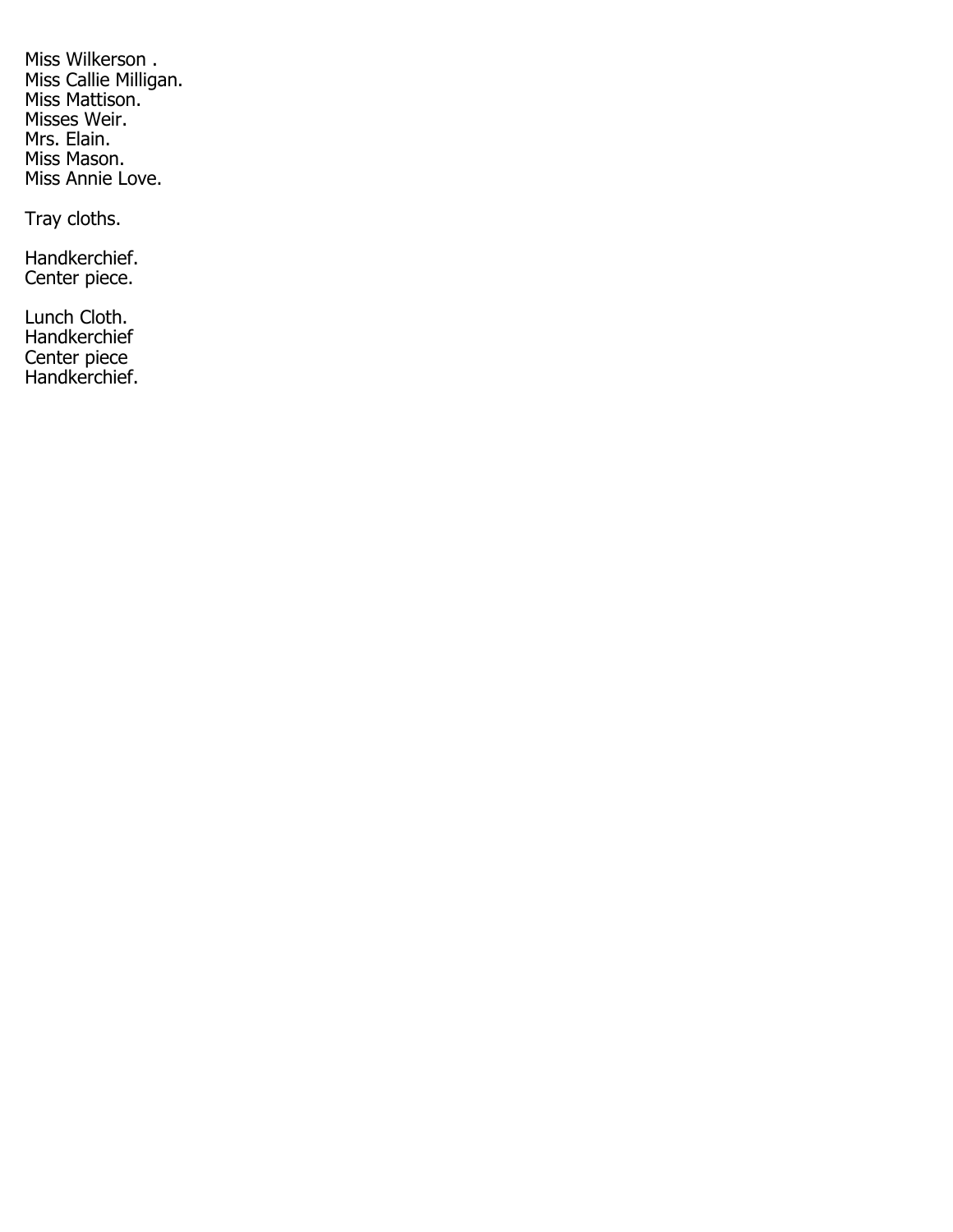Miss Wilkerson .  
Miss Callie Milligan.  
Miss Mattison.  
Misses Weir.  
Mrs. Elain.  
Miss Mason.  
Miss Annie Love.

Tray cloths.

Handkerchief.  
Center piece.

Lunch Cloth.  
Handkerchief  
Center piece  
Handkerchief.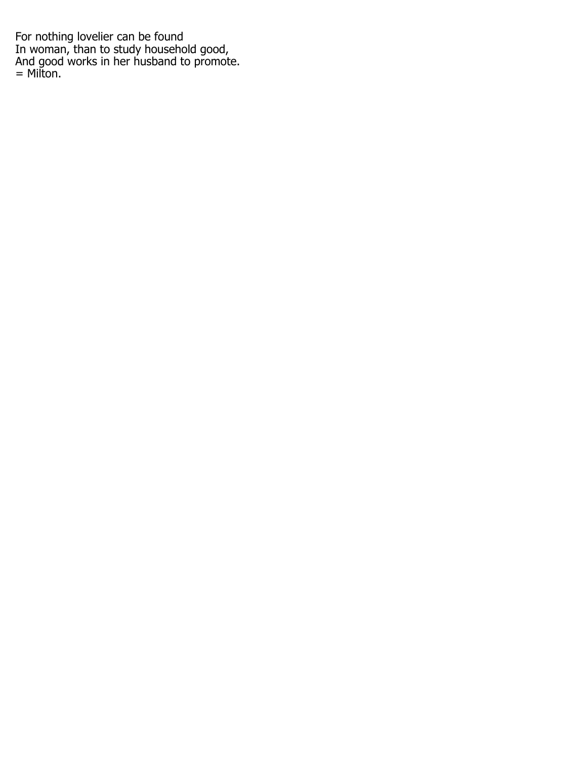For nothing lovelier can be found
In woman, than to study household good,
And good works in her husband to promote.
= Milton.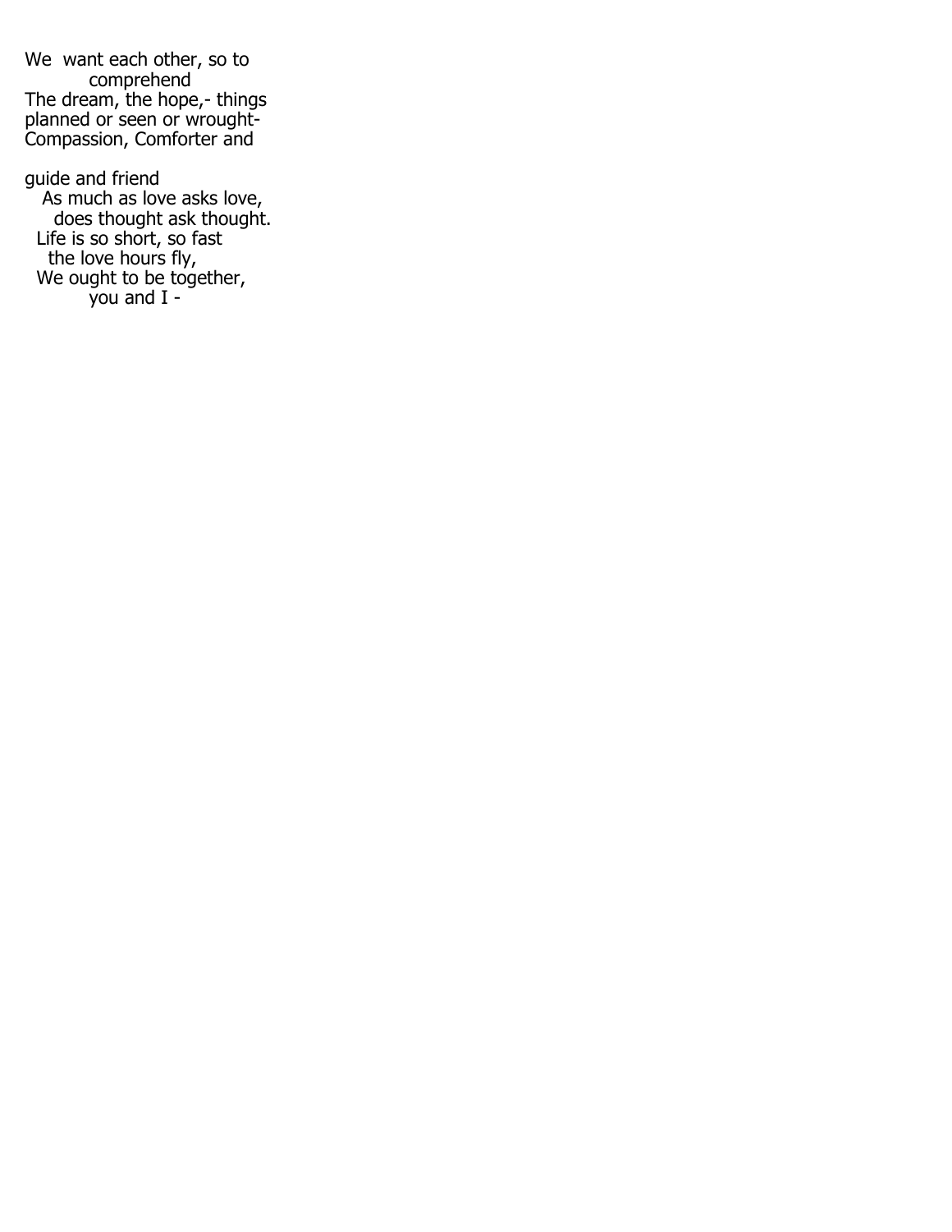We  want each other, so to
comprehend
The dream, the hope,- things
planned or seen or wrought-
Compassion, Comforter and

guide and friend
As much as love asks love,
does thought ask thought.
Life is so short, so fast
the love hours fly,
We ought to be together,
you and I -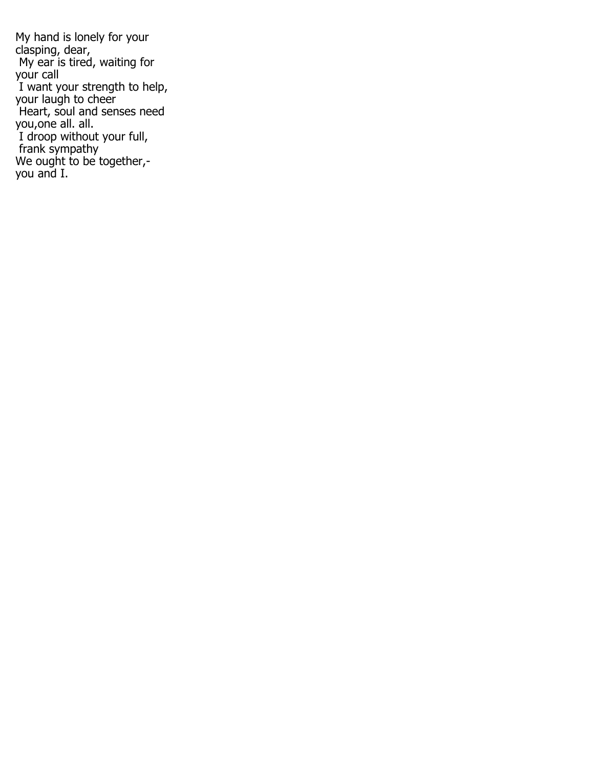My hand is lonely for your clasping, dear,  
My ear is tired, waiting for your call  
I want your strength to help, your laugh to cheer  
Heart, soul and senses need you,one all. all.  
I droop without your full, frank sympathy  
We ought to be together,- you and I.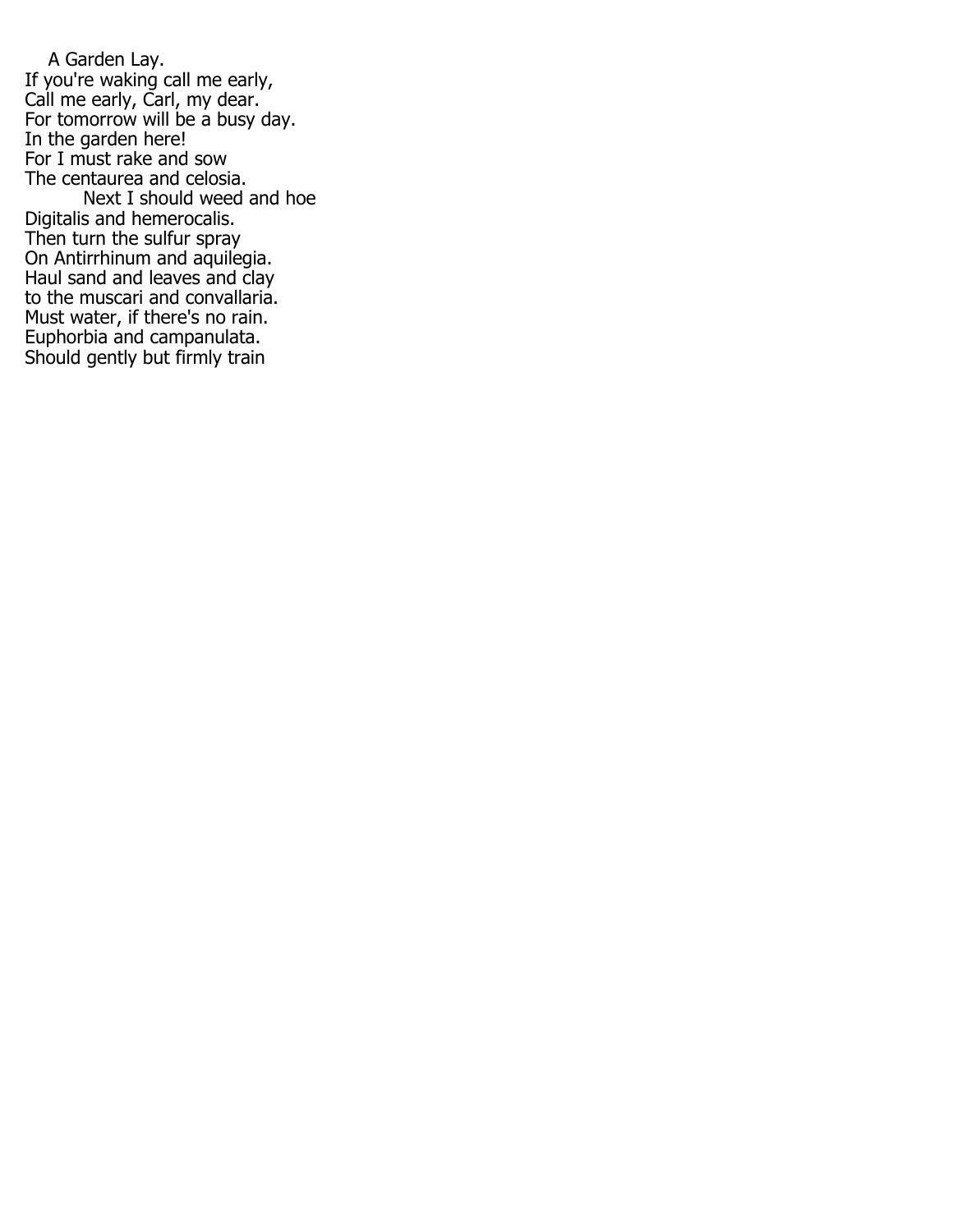A Garden Lay.

If you're waking call me early,  
Call me early, Carl, my dear.  
For tomorrow will be a busy day.  
In the garden here!  
For I must rake and sow  
The centaurea and celosia.  
Next I should weed and hoe  
Digitalis and hemerocalis.  
Then turn the sulfur spray  
On Antirrhinum and aquilegia.  
Haul sand and leaves and clay  
to the muscari and convallaria.  
Must water, if there's no rain.  
Euphorbia and campanulata.  
Should gently but firmly train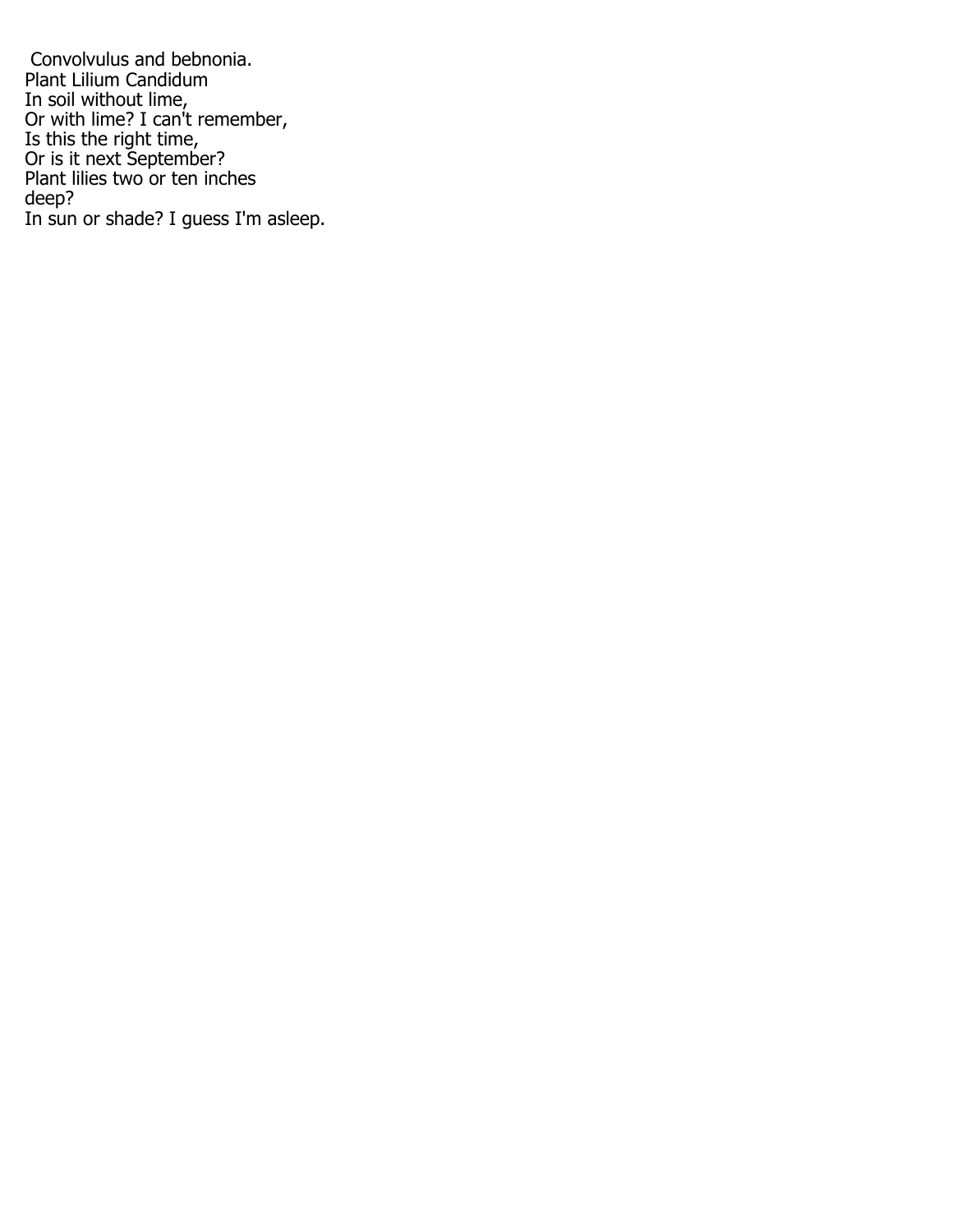Convolvulus and bebnonia.
Plant Lilium Candidum
In soil without lime,
Or with lime? I can't remember,
Is this the right time,
Or is it next September?
Plant lilies two or ten inches
deep?
In sun or shade? I guess I'm asleep.